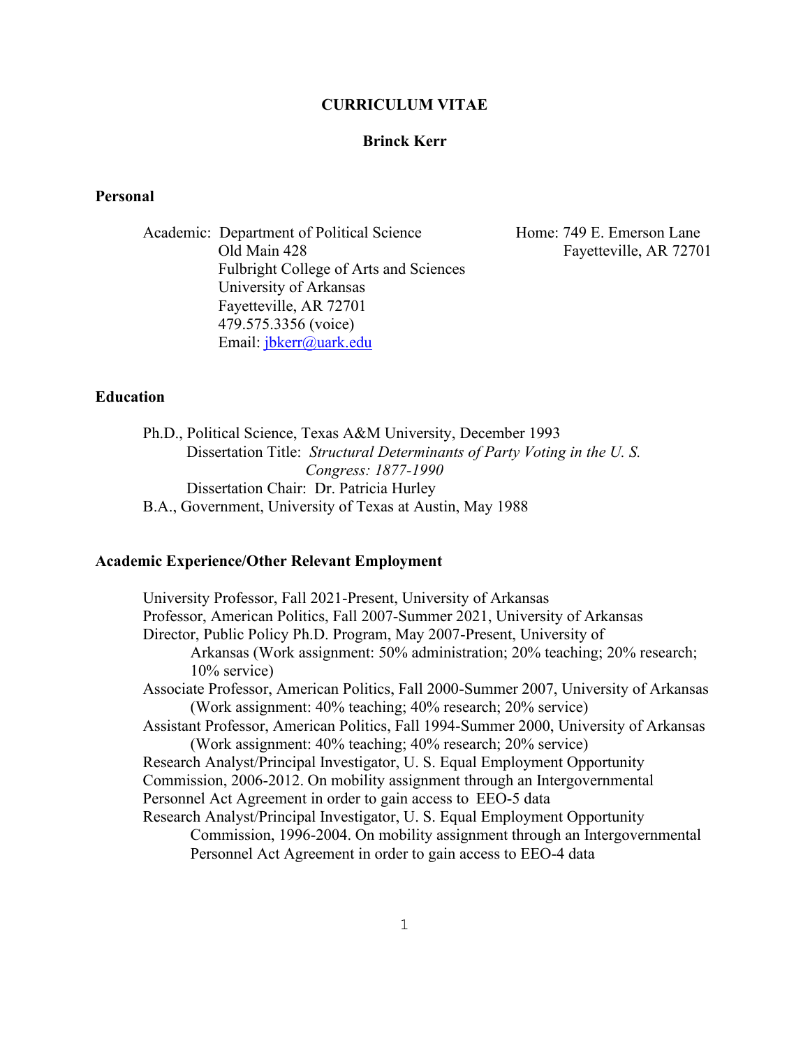# CURRICULUM VITAE

## Brinck Kerr

### Personal

Academic: Department of Political Science
Old Main 428
Fulbright College of Arts and Sciences
University of Arkansas
Fayetteville, AR 72701
479.575.3356 (voice)
Email: jbkerr@uark.edu

Home: 749 E. Emerson Lane
Fayetteville, AR 72701

### Education

Ph.D., Political Science, Texas A&M University, December 1993
Dissertation Title: *Structural Determinants of Party Voting in the U. S. Congress: 1877-1990*
Dissertation Chair: Dr. Patricia Hurley
B.A., Government, University of Texas at Austin, May 1988

### Academic Experience/Other Relevant Employment

University Professor, Fall 2021-Present, University of Arkansas
Professor, American Politics, Fall 2007-Summer 2021, University of Arkansas
Director, Public Policy Ph.D. Program, May 2007-Present, University of Arkansas (Work assignment: 50% administration; 20% teaching; 20% research; 10% service)
Associate Professor, American Politics, Fall 2000-Summer 2007, University of Arkansas (Work assignment: 40% teaching; 40% research; 20% service)
Assistant Professor, American Politics, Fall 1994-Summer 2000, University of Arkansas (Work assignment: 40% teaching; 40% research; 20% service)
Research Analyst/Principal Investigator, U. S. Equal Employment Opportunity Commission, 2006-2012. On mobility assignment through an Intergovernmental Personnel Act Agreement in order to gain access to EEO-5 data
Research Analyst/Principal Investigator, U. S. Equal Employment Opportunity Commission, 1996-2004. On mobility assignment through an Intergovernmental Personnel Act Agreement in order to gain access to EEO-4 data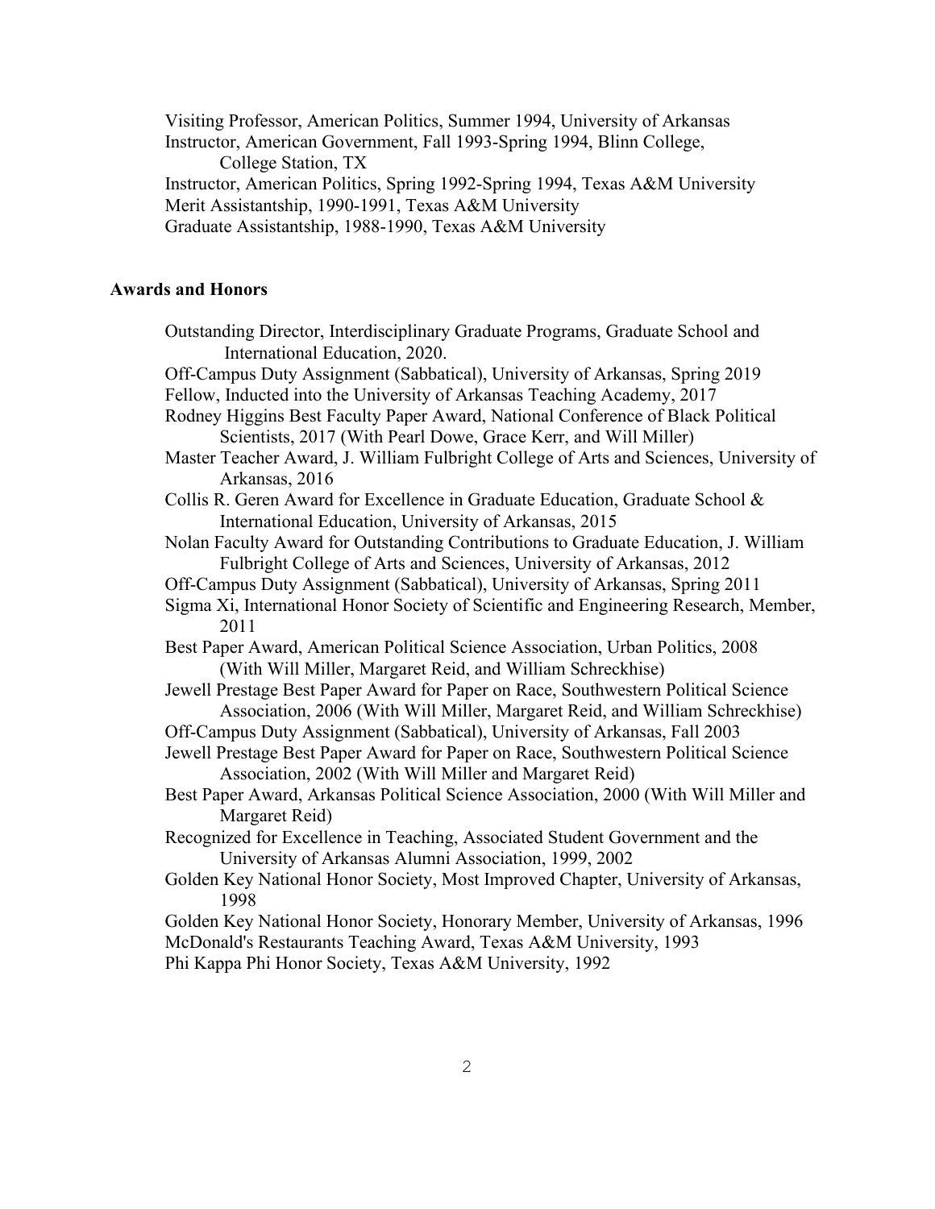Visiting Professor, American Politics, Summer 1994, University of Arkansas
Instructor, American Government, Fall 1993-Spring 1994, Blinn College, College Station, TX
Instructor, American Politics, Spring 1992-Spring 1994, Texas A&M University
Merit Assistantship, 1990-1991, Texas A&M University
Graduate Assistantship, 1988-1990, Texas A&M University

## Awards and Honors

Outstanding Director, Interdisciplinary Graduate Programs, Graduate School and International Education, 2020.
Off-Campus Duty Assignment (Sabbatical), University of Arkansas, Spring 2019
Fellow, Inducted into the University of Arkansas Teaching Academy, 2017
Rodney Higgins Best Faculty Paper Award, National Conference of Black Political Scientists, 2017 (With Pearl Dowe, Grace Kerr, and Will Miller)
Master Teacher Award, J. William Fulbright College of Arts and Sciences, University of Arkansas, 2016
Collis R. Geren Award for Excellence in Graduate Education, Graduate School & International Education, University of Arkansas, 2015
Nolan Faculty Award for Outstanding Contributions to Graduate Education, J. William Fulbright College of Arts and Sciences, University of Arkansas, 2012
Off-Campus Duty Assignment (Sabbatical), University of Arkansas, Spring 2011
Sigma Xi, International Honor Society of Scientific and Engineering Research, Member, 2011
Best Paper Award, American Political Science Association, Urban Politics, 2008 (With Will Miller, Margaret Reid, and William Schreckhise)
Jewell Prestage Best Paper Award for Paper on Race, Southwestern Political Science Association, 2006 (With Will Miller, Margaret Reid, and William Schreckhise)
Off-Campus Duty Assignment (Sabbatical), University of Arkansas, Fall 2003
Jewell Prestage Best Paper Award for Paper on Race, Southwestern Political Science Association, 2002 (With Will Miller and Margaret Reid)
Best Paper Award, Arkansas Political Science Association, 2000 (With Will Miller and Margaret Reid)
Recognized for Excellence in Teaching, Associated Student Government and the University of Arkansas Alumni Association, 1999, 2002
Golden Key National Honor Society, Most Improved Chapter, University of Arkansas, 1998
Golden Key National Honor Society, Honorary Member, University of Arkansas, 1996
McDonald's Restaurants Teaching Award, Texas A&M University, 1993
Phi Kappa Phi Honor Society, Texas A&M University, 1992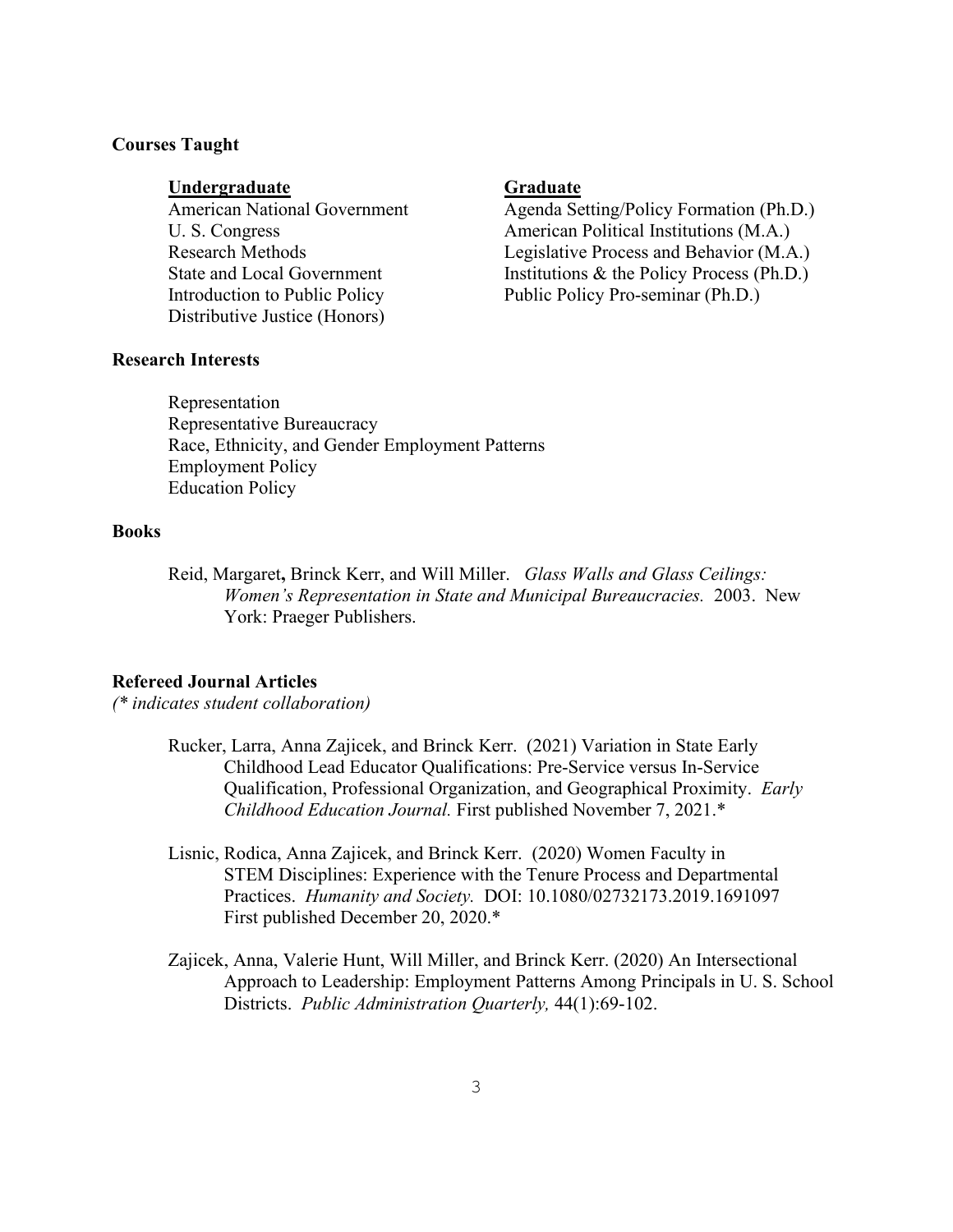**Courses Taught**

**Undergraduate**

American National Government
U. S. Congress
Research Methods
State and Local Government
Introduction to Public Policy
Distributive Justice (Honors)

**Graduate**

Agenda Setting/Policy Formation (Ph.D.)
American Political Institutions (M.A.)
Legislative Process and Behavior (M.A.)
Institutions & the Policy Process (Ph.D.)
Public Policy Pro-seminar (Ph.D.)

**Research Interests**

Representation
Representative Bureaucracy
Race, Ethnicity, and Gender Employment Patterns
Employment Policy
Education Policy

**Books**

Reid, Margaret**,** Brinck Kerr, and Will Miller. *Glass Walls and Glass Ceilings: Women's Representation in State and Municipal Bureaucracies.* 2003. New York: Praeger Publishers.

**Refereed Journal Articles**
*(\* indicates student collaboration)*

Rucker, Larra, Anna Zajicek, and Brinck Kerr. (2021) Variation in State Early Childhood Lead Educator Qualifications: Pre-Service versus In-Service Qualification, Professional Organization, and Geographical Proximity. *Early Childhood Education Journal.* First published November 7, 2021.*

Lisnic, Rodica, Anna Zajicek, and Brinck Kerr. (2020) Women Faculty in STEM Disciplines: Experience with the Tenure Process and Departmental Practices. *Humanity and Society.* DOI: 10.1080/02732173.2019.1691097 First published December 20, 2020.*

Zajicek, Anna, Valerie Hunt, Will Miller, and Brinck Kerr. (2020) An Intersectional Approach to Leadership: Employment Patterns Among Principals in U. S. School Districts. *Public Administration Quarterly,* 44(1):69-102.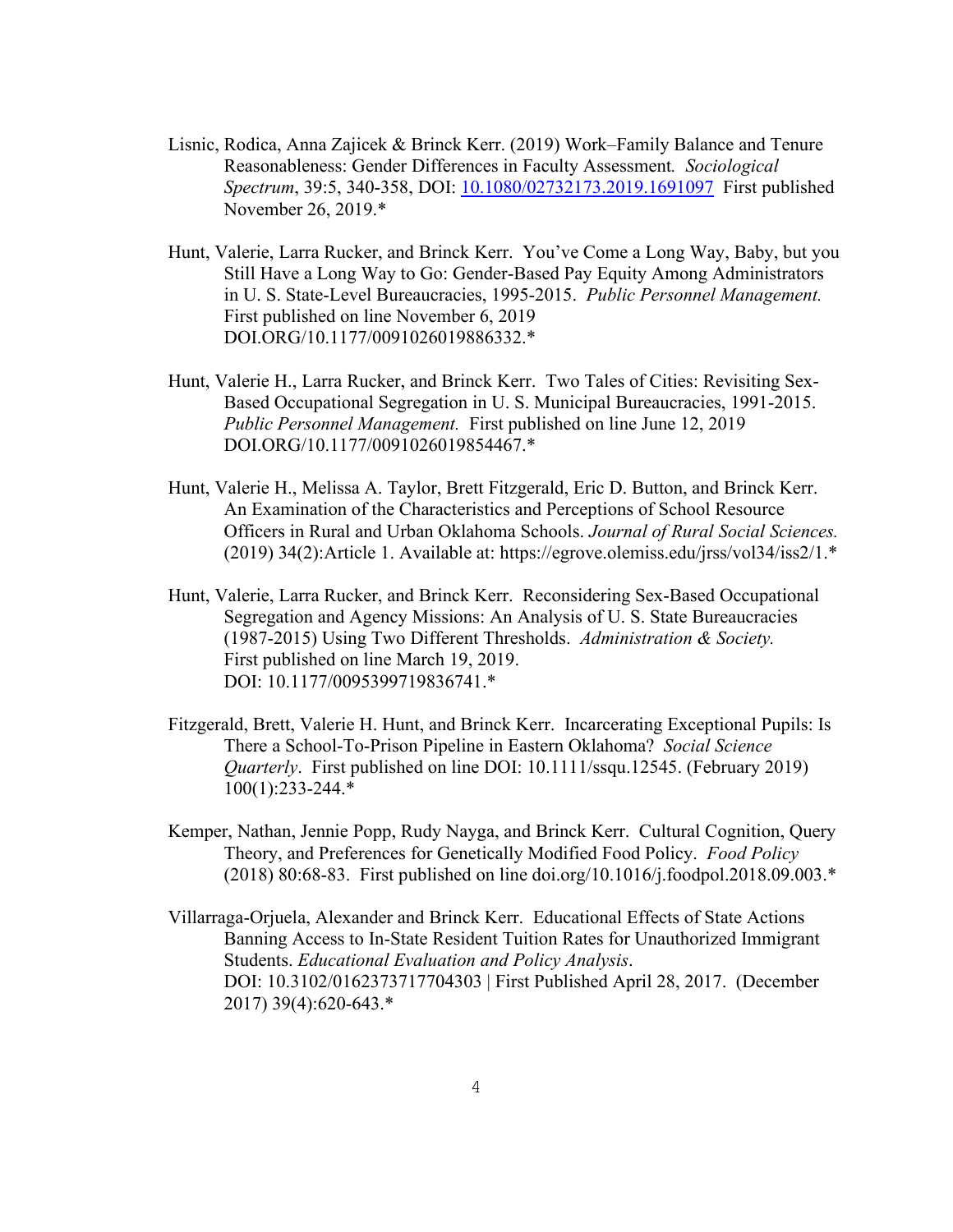Lisnic, Rodica, Anna Zajicek & Brinck Kerr. (2019) Work–Family Balance and Tenure Reasonableness: Gender Differences in Faculty Assessment. *Sociological Spectrum*, 39:5, 340-358, DOI: [10.1080/02732173.2019.1691097](https://doi.org/10.1080/02732173.2019.1691097) First published November 26, 2019.*

Hunt, Valerie, Larra Rucker, and Brinck Kerr. You've Come a Long Way, Baby, but you Still Have a Long Way to Go: Gender-Based Pay Equity Among Administrators in U. S. State-Level Bureaucracies, 1995-2015. *Public Personnel Management.* First published on line November 6, 2019 DOI.ORG/10.1177/0091026019886332.*

Hunt, Valerie H., Larra Rucker, and Brinck Kerr. Two Tales of Cities: Revisiting Sex-Based Occupational Segregation in U. S. Municipal Bureaucracies, 1991-2015. *Public Personnel Management.* First published on line June 12, 2019 DOI.ORG/10.1177/0091026019854467.*

Hunt, Valerie H., Melissa A. Taylor, Brett Fitzgerald, Eric D. Button, and Brinck Kerr. An Examination of the Characteristics and Perceptions of School Resource Officers in Rural and Urban Oklahoma Schools. *Journal of Rural Social Sciences.* (2019) 34(2):Article 1. Available at: https://egrove.olemiss.edu/jrss/vol34/iss2/1.*

Hunt, Valerie, Larra Rucker, and Brinck Kerr. Reconsidering Sex-Based Occupational Segregation and Agency Missions: An Analysis of U. S. State Bureaucracies (1987-2015) Using Two Different Thresholds. *Administration & Society.* First published on line March 19, 2019. DOI: 10.1177/0095399719836741.*

Fitzgerald, Brett, Valerie H. Hunt, and Brinck Kerr. Incarcerating Exceptional Pupils: Is There a School-To-Prison Pipeline in Eastern Oklahoma? *Social Science Quarterly*. First published on line DOI: 10.1111/ssqu.12545. (February 2019) 100(1):233-244.*

Kemper, Nathan, Jennie Popp, Rudy Nayga, and Brinck Kerr. Cultural Cognition, Query Theory, and Preferences for Genetically Modified Food Policy. *Food Policy* (2018) 80:68-83. First published on line doi.org/10.1016/j.foodpol.2018.09.003.*

Villarraga-Orjuela, Alexander and Brinck Kerr. Educational Effects of State Actions Banning Access to In-State Resident Tuition Rates for Unauthorized Immigrant Students. *Educational Evaluation and Policy Analysis*. DOI: 10.3102/0162373717704303 | First Published April 28, 2017. (December 2017) 39(4):620-643.*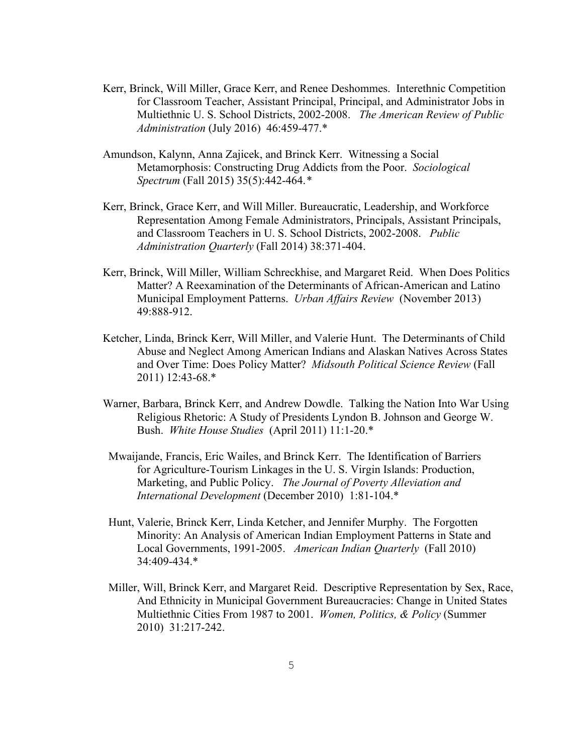Kerr, Brinck, Will Miller, Grace Kerr, and Renee Deshommes. Interethnic Competition for Classroom Teacher, Assistant Principal, Principal, and Administrator Jobs in Multiethnic U. S. School Districts, 2002-2008. *The American Review of Public Administration* (July 2016) 46:459-477.*

Amundson, Kalynn, Anna Zajicek, and Brinck Kerr. Witnessing a Social Metamorphosis: Constructing Drug Addicts from the Poor. *Sociological Spectrum* (Fall 2015) 35(5):442-464.*

Kerr, Brinck, Grace Kerr, and Will Miller. Bureaucratic, Leadership, and Workforce Representation Among Female Administrators, Principals, Assistant Principals, and Classroom Teachers in U. S. School Districts, 2002-2008. *Public Administration Quarterly* (Fall 2014) 38:371-404.

Kerr, Brinck, Will Miller, William Schreckhise, and Margaret Reid. When Does Politics Matter? A Reexamination of the Determinants of African-American and Latino Municipal Employment Patterns. *Urban Affairs Review* (November 2013) 49:888-912.

Ketcher, Linda, Brinck Kerr, Will Miller, and Valerie Hunt. The Determinants of Child Abuse and Neglect Among American Indians and Alaskan Natives Across States and Over Time: Does Policy Matter? *Midsouth Political Science Review* (Fall 2011) 12:43-68.*

Warner, Barbara, Brinck Kerr, and Andrew Dowdle. Talking the Nation Into War Using Religious Rhetoric: A Study of Presidents Lyndon B. Johnson and George W. Bush. *White House Studies* (April 2011) 11:1-20.*

Mwaijande, Francis, Eric Wailes, and Brinck Kerr. The Identification of Barriers for Agriculture-Tourism Linkages in the U. S. Virgin Islands: Production, Marketing, and Public Policy. *The Journal of Poverty Alleviation and International Development* (December 2010) 1:81-104.*

Hunt, Valerie, Brinck Kerr, Linda Ketcher, and Jennifer Murphy. The Forgotten Minority: An Analysis of American Indian Employment Patterns in State and Local Governments, 1991-2005. *American Indian Quarterly* (Fall 2010) 34:409-434.*

Miller, Will, Brinck Kerr, and Margaret Reid. Descriptive Representation by Sex, Race, And Ethnicity in Municipal Government Bureaucracies: Change in United States Multiethnic Cities From 1987 to 2001. *Women, Politics, & Policy* (Summer 2010) 31:217-242.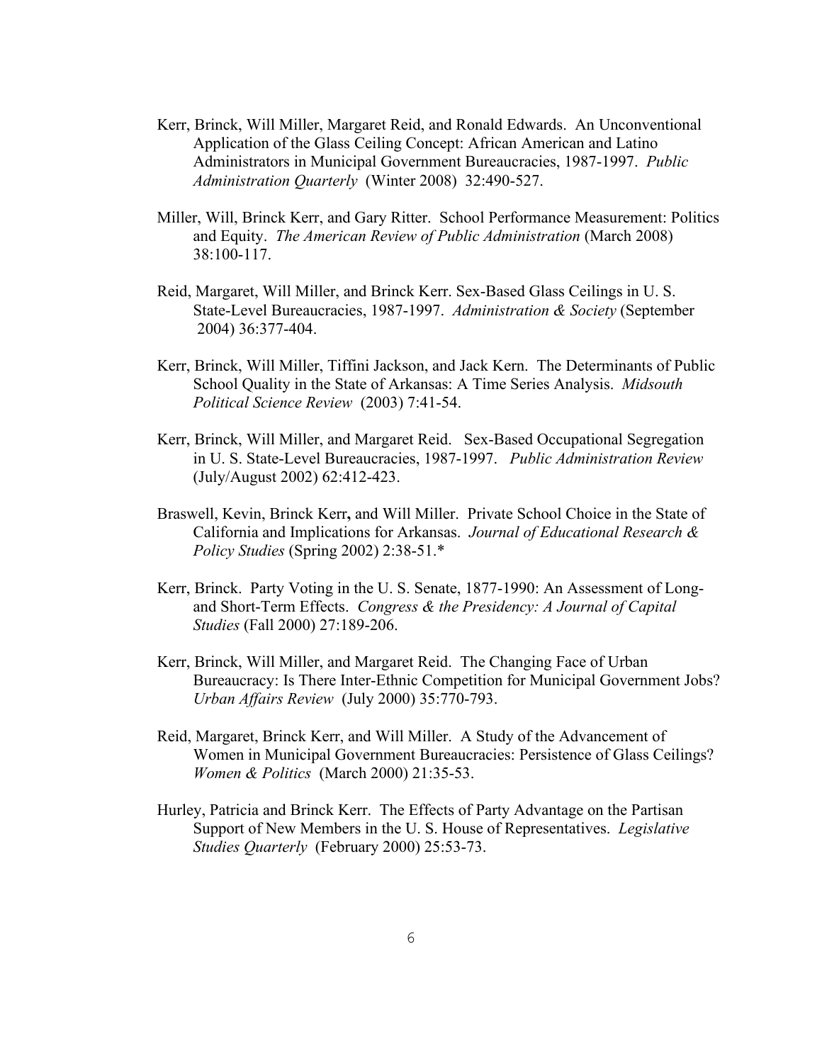Kerr, Brinck, Will Miller, Margaret Reid, and Ronald Edwards. An Unconventional Application of the Glass Ceiling Concept: African American and Latino Administrators in Municipal Government Bureaucracies, 1987-1997. *Public Administration Quarterly* (Winter 2008) 32:490-527.

Miller, Will, Brinck Kerr, and Gary Ritter. School Performance Measurement: Politics and Equity. *The American Review of Public Administration* (March 2008) 38:100-117.

Reid, Margaret, Will Miller, and Brinck Kerr. Sex-Based Glass Ceilings in U. S. State-Level Bureaucracies, 1987-1997. *Administration & Society* (September 2004) 36:377-404.

Kerr, Brinck, Will Miller, Tiffini Jackson, and Jack Kern. The Determinants of Public School Quality in the State of Arkansas: A Time Series Analysis. *Midsouth Political Science Review* (2003) 7:41-54.

Kerr, Brinck, Will Miller, and Margaret Reid. Sex-Based Occupational Segregation in U. S. State-Level Bureaucracies, 1987-1997. *Public Administration Review* (July/August 2002) 62:412-423.

Braswell, Kevin, Brinck Kerr**,** and Will Miller. Private School Choice in the State of California and Implications for Arkansas. *Journal of Educational Research & Policy Studies* (Spring 2002) 2:38-51.*

Kerr, Brinck. Party Voting in the U. S. Senate, 1877-1990: An Assessment of Long- and Short-Term Effects. *Congress & the Presidency: A Journal of Capital Studies* (Fall 2000) 27:189-206.

Kerr, Brinck, Will Miller, and Margaret Reid. The Changing Face of Urban Bureaucracy: Is There Inter-Ethnic Competition for Municipal Government Jobs? *Urban Affairs Review* (July 2000) 35:770-793.

Reid, Margaret, Brinck Kerr, and Will Miller. A Study of the Advancement of Women in Municipal Government Bureaucracies: Persistence of Glass Ceilings? *Women & Politics* (March 2000) 21:35-53.

Hurley, Patricia and Brinck Kerr. The Effects of Party Advantage on the Partisan Support of New Members in the U. S. House of Representatives. *Legislative Studies Quarterly* (February 2000) 25:53-73.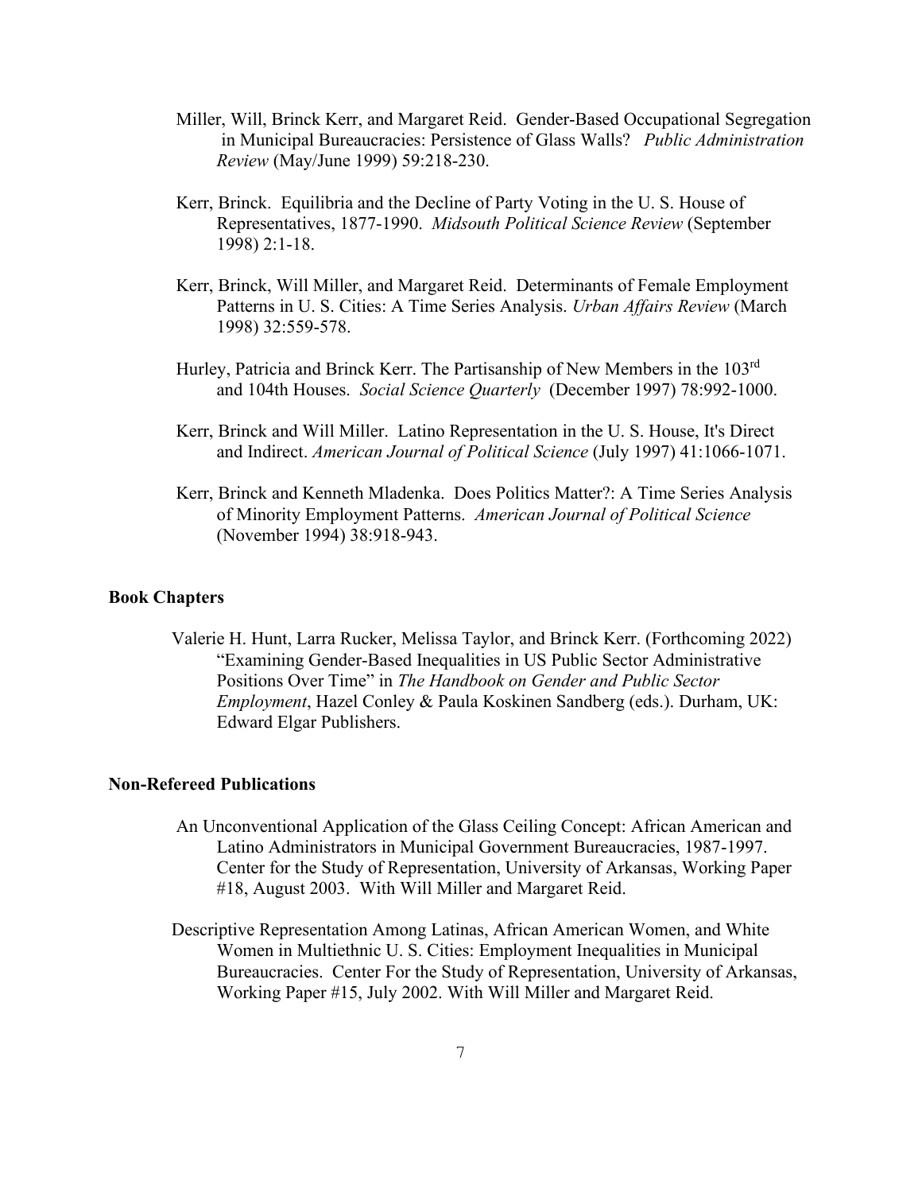Miller, Will, Brinck Kerr, and Margaret Reid. Gender-Based Occupational Segregation in Municipal Bureaucracies: Persistence of Glass Walls? *Public Administration Review* (May/June 1999) 59:218-230.

Kerr, Brinck. Equilibria and the Decline of Party Voting in the U. S. House of Representatives, 1877-1990. *Midsouth Political Science Review* (September 1998) 2:1-18.

Kerr, Brinck, Will Miller, and Margaret Reid. Determinants of Female Employment Patterns in U. S. Cities: A Time Series Analysis. *Urban Affairs Review* (March 1998) 32:559-578.

Hurley, Patricia and Brinck Kerr. The Partisanship of New Members in the 103rd and 104th Houses. *Social Science Quarterly* (December 1997) 78:992-1000.

Kerr, Brinck and Will Miller. Latino Representation in the U. S. House, It's Direct and Indirect. *American Journal of Political Science* (July 1997) 41:1066-1071.

Kerr, Brinck and Kenneth Mladenka. Does Politics Matter?: A Time Series Analysis of Minority Employment Patterns. *American Journal of Political Science* (November 1994) 38:918-943.

**Book Chapters**

Valerie H. Hunt, Larra Rucker, Melissa Taylor, and Brinck Kerr. (Forthcoming 2022) "Examining Gender-Based Inequalities in US Public Sector Administrative Positions Over Time" in *The Handbook on Gender and Public Sector Employment*, Hazel Conley & Paula Koskinen Sandberg (eds.). Durham, UK: Edward Elgar Publishers.

**Non-Refereed Publications**

An Unconventional Application of the Glass Ceiling Concept: African American and Latino Administrators in Municipal Government Bureaucracies, 1987-1997. Center for the Study of Representation, University of Arkansas, Working Paper #18, August 2003. With Will Miller and Margaret Reid.

Descriptive Representation Among Latinas, African American Women, and White Women in Multiethnic U. S. Cities: Employment Inequalities in Municipal Bureaucracies. Center For the Study of Representation, University of Arkansas, Working Paper #15, July 2002. With Will Miller and Margaret Reid.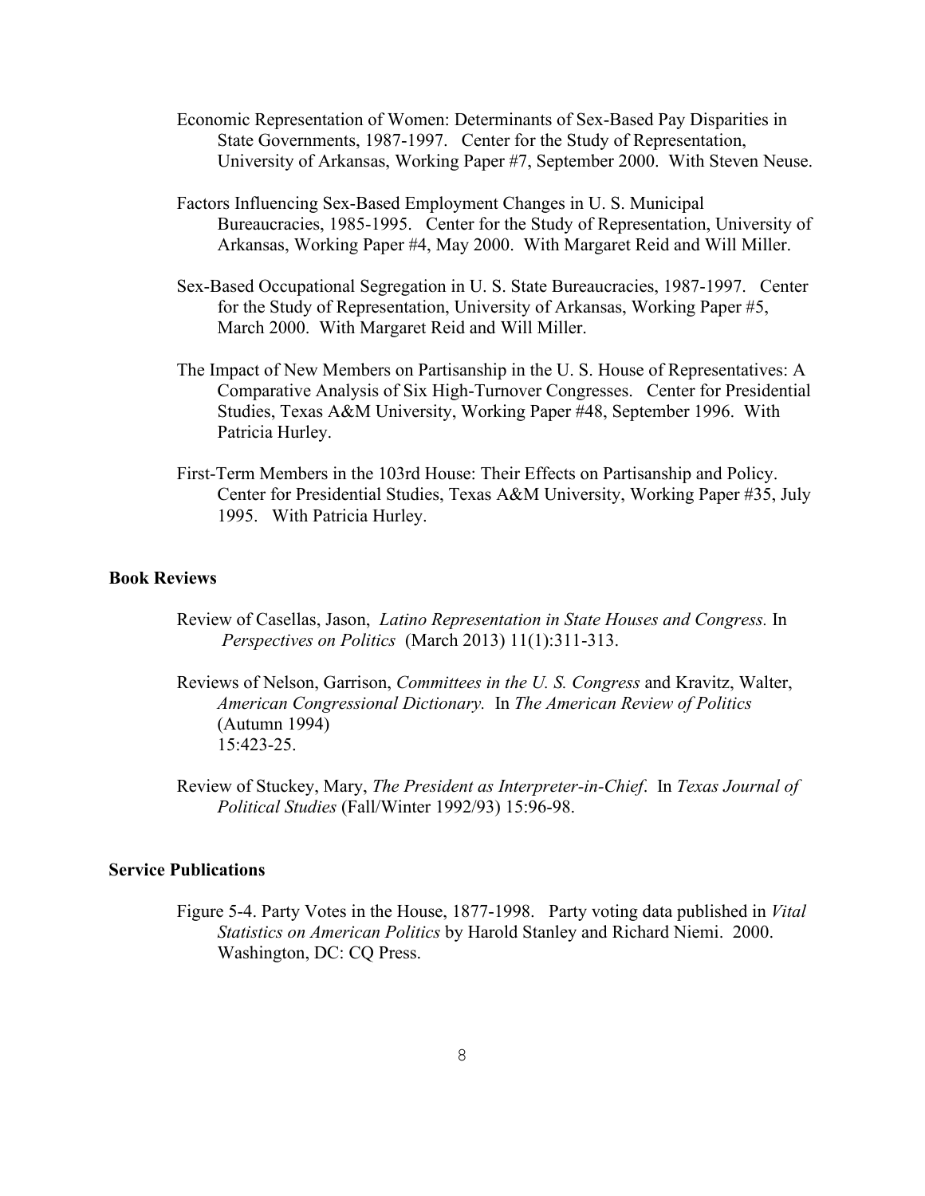Economic Representation of Women: Determinants of Sex-Based Pay Disparities in State Governments, 1987-1997. Center for the Study of Representation, University of Arkansas, Working Paper #7, September 2000. With Steven Neuse.

Factors Influencing Sex-Based Employment Changes in U. S. Municipal Bureaucracies, 1985-1995. Center for the Study of Representation, University of Arkansas, Working Paper #4, May 2000. With Margaret Reid and Will Miller.

Sex-Based Occupational Segregation in U. S. State Bureaucracies, 1987-1997. Center for the Study of Representation, University of Arkansas, Working Paper #5, March 2000. With Margaret Reid and Will Miller.

The Impact of New Members on Partisanship in the U. S. House of Representatives: A Comparative Analysis of Six High-Turnover Congresses. Center for Presidential Studies, Texas A&M University, Working Paper #48, September 1996. With Patricia Hurley.

First-Term Members in the 103rd House: Their Effects on Partisanship and Policy. Center for Presidential Studies, Texas A&M University, Working Paper #35, July 1995. With Patricia Hurley.

## Book Reviews

Review of Casellas, Jason, *Latino Representation in State Houses and Congress.* In *Perspectives on Politics* (March 2013) 11(1):311-313.

Reviews of Nelson, Garrison, *Committees in the U. S. Congress* and Kravitz, Walter, *American Congressional Dictionary.* In *The American Review of Politics* (Autumn 1994) 15:423-25.

Review of Stuckey, Mary, *The President as Interpreter-in-Chief*. In *Texas Journal of Political Studies* (Fall/Winter 1992/93) 15:96-98.

## Service Publications

Figure 5-4. Party Votes in the House, 1877-1998. Party voting data published in *Vital Statistics on American Politics* by Harold Stanley and Richard Niemi. 2000. Washington, DC: CQ Press.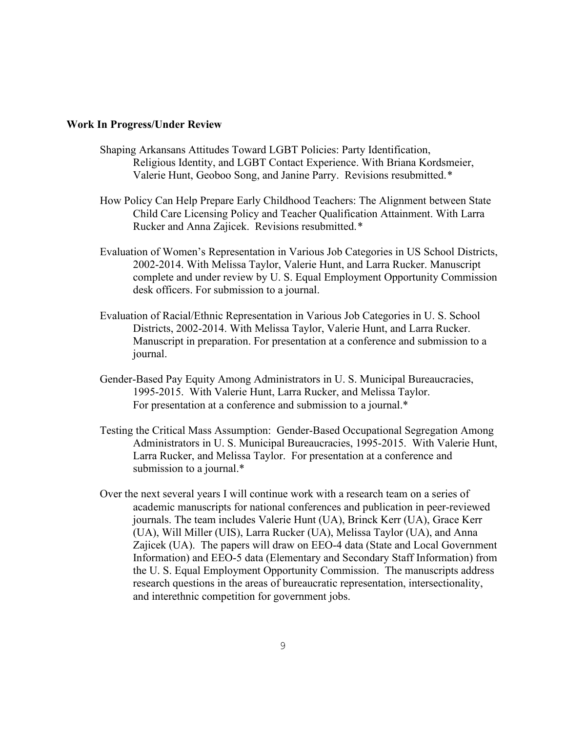**Work In Progress/Under Review**

Shaping Arkansans Attitudes Toward LGBT Policies: Party Identification, Religious Identity, and LGBT Contact Experience. With Briana Kordsmeier, Valerie Hunt, Geoboo Song, and Janine Parry. Revisions resubmitted.*

How Policy Can Help Prepare Early Childhood Teachers: The Alignment between State Child Care Licensing Policy and Teacher Qualification Attainment. With Larra Rucker and Anna Zajicek. Revisions resubmitted.*

Evaluation of Women's Representation in Various Job Categories in US School Districts, 2002-2014. With Melissa Taylor, Valerie Hunt, and Larra Rucker. Manuscript complete and under review by U. S. Equal Employment Opportunity Commission desk officers. For submission to a journal.

Evaluation of Racial/Ethnic Representation in Various Job Categories in U. S. School Districts, 2002-2014. With Melissa Taylor, Valerie Hunt, and Larra Rucker. Manuscript in preparation. For presentation at a conference and submission to a journal.

Gender-Based Pay Equity Among Administrators in U. S. Municipal Bureaucracies, 1995-2015. With Valerie Hunt, Larra Rucker, and Melissa Taylor. For presentation at a conference and submission to a journal.*

Testing the Critical Mass Assumption: Gender-Based Occupational Segregation Among Administrators in U. S. Municipal Bureaucracies, 1995-2015. With Valerie Hunt, Larra Rucker, and Melissa Taylor. For presentation at a conference and submission to a journal.*

Over the next several years I will continue work with a research team on a series of academic manuscripts for national conferences and publication in peer-reviewed journals. The team includes Valerie Hunt (UA), Brinck Kerr (UA), Grace Kerr (UA), Will Miller (UIS), Larra Rucker (UA), Melissa Taylor (UA), and Anna Zajicek (UA). The papers will draw on EEO-4 data (State and Local Government Information) and EEO-5 data (Elementary and Secondary Staff Information) from the U. S. Equal Employment Opportunity Commission. The manuscripts address research questions in the areas of bureaucratic representation, intersectionality, and interethnic competition for government jobs.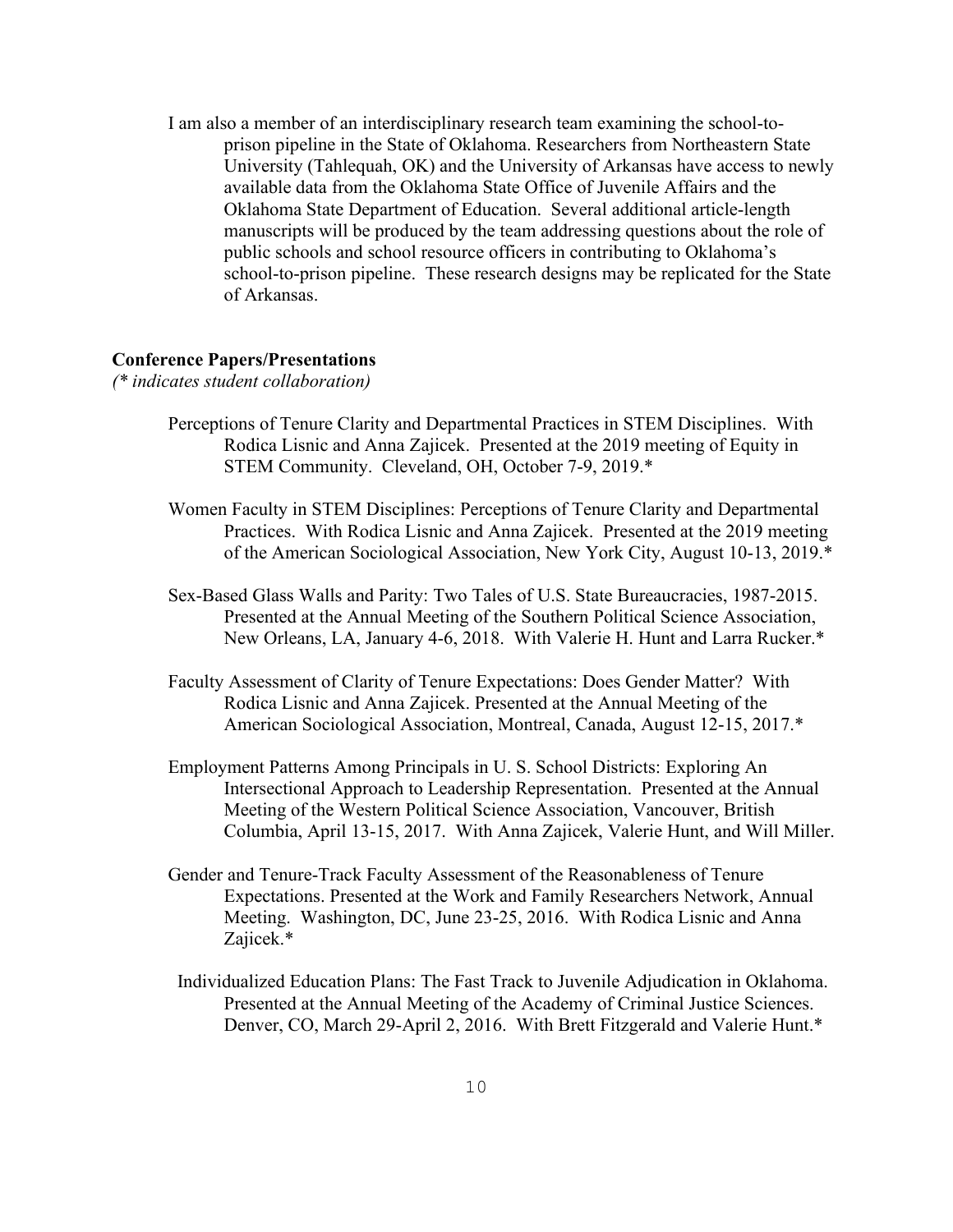I am also a member of an interdisciplinary research team examining the school-to-prison pipeline in the State of Oklahoma. Researchers from Northeastern State University (Tahlequah, OK) and the University of Arkansas have access to newly available data from the Oklahoma State Office of Juvenile Affairs and the Oklahoma State Department of Education. Several additional article-length manuscripts will be produced by the team addressing questions about the role of public schools and school resource officers in contributing to Oklahoma's school-to-prison pipeline. These research designs may be replicated for the State of Arkansas.

**Conference Papers/Presentations**

*(* indicates student collaboration)*

Perceptions of Tenure Clarity and Departmental Practices in STEM Disciplines. With Rodica Lisnic and Anna Zajicek. Presented at the 2019 meeting of Equity in STEM Community. Cleveland, OH, October 7-9, 2019.*

Women Faculty in STEM Disciplines: Perceptions of Tenure Clarity and Departmental Practices. With Rodica Lisnic and Anna Zajicek. Presented at the 2019 meeting of the American Sociological Association, New York City, August 10-13, 2019.*

Sex-Based Glass Walls and Parity: Two Tales of U.S. State Bureaucracies, 1987-2015. Presented at the Annual Meeting of the Southern Political Science Association, New Orleans, LA, January 4-6, 2018. With Valerie H. Hunt and Larra Rucker.*

Faculty Assessment of Clarity of Tenure Expectations: Does Gender Matter? With Rodica Lisnic and Anna Zajicek. Presented at the Annual Meeting of the American Sociological Association, Montreal, Canada, August 12-15, 2017.*

Employment Patterns Among Principals in U. S. School Districts: Exploring An Intersectional Approach to Leadership Representation. Presented at the Annual Meeting of the Western Political Science Association, Vancouver, British Columbia, April 13-15, 2017. With Anna Zajicek, Valerie Hunt, and Will Miller.

Gender and Tenure-Track Faculty Assessment of the Reasonableness of Tenure Expectations. Presented at the Work and Family Researchers Network, Annual Meeting. Washington, DC, June 23-25, 2016. With Rodica Lisnic and Anna Zajicek.*

Individualized Education Plans: The Fast Track to Juvenile Adjudication in Oklahoma. Presented at the Annual Meeting of the Academy of Criminal Justice Sciences. Denver, CO, March 29-April 2, 2016. With Brett Fitzgerald and Valerie Hunt.*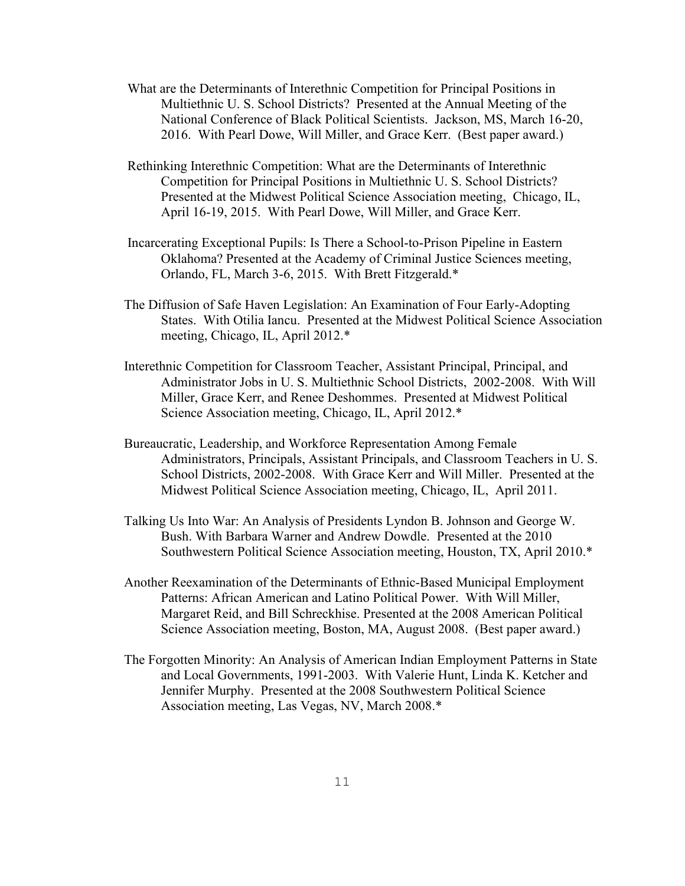What are the Determinants of Interethnic Competition for Principal Positions in Multiethnic U. S. School Districts? Presented at the Annual Meeting of the National Conference of Black Political Scientists. Jackson, MS, March 16-20, 2016. With Pearl Dowe, Will Miller, and Grace Kerr. (Best paper award.)

Rethinking Interethnic Competition: What are the Determinants of Interethnic Competition for Principal Positions in Multiethnic U. S. School Districts? Presented at the Midwest Political Science Association meeting, Chicago, IL, April 16-19, 2015. With Pearl Dowe, Will Miller, and Grace Kerr.

Incarcerating Exceptional Pupils: Is There a School-to-Prison Pipeline in Eastern Oklahoma? Presented at the Academy of Criminal Justice Sciences meeting, Orlando, FL, March 3-6, 2015. With Brett Fitzgerald.*

The Diffusion of Safe Haven Legislation: An Examination of Four Early-Adopting States. With Otilia Iancu. Presented at the Midwest Political Science Association meeting, Chicago, IL, April 2012.*

Interethnic Competition for Classroom Teacher, Assistant Principal, Principal, and Administrator Jobs in U. S. Multiethnic School Districts, 2002-2008. With Will Miller, Grace Kerr, and Renee Deshommes. Presented at Midwest Political Science Association meeting, Chicago, IL, April 2012.*

Bureaucratic, Leadership, and Workforce Representation Among Female Administrators, Principals, Assistant Principals, and Classroom Teachers in U. S. School Districts, 2002-2008. With Grace Kerr and Will Miller. Presented at the Midwest Political Science Association meeting, Chicago, IL, April 2011.

Talking Us Into War: An Analysis of Presidents Lyndon B. Johnson and George W. Bush. With Barbara Warner and Andrew Dowdle. Presented at the 2010 Southwestern Political Science Association meeting, Houston, TX, April 2010.*

Another Reexamination of the Determinants of Ethnic-Based Municipal Employment Patterns: African American and Latino Political Power. With Will Miller, Margaret Reid, and Bill Schreckhise. Presented at the 2008 American Political Science Association meeting, Boston, MA, August 2008. (Best paper award.)

The Forgotten Minority: An Analysis of American Indian Employment Patterns in State and Local Governments, 1991-2003. With Valerie Hunt, Linda K. Ketcher and Jennifer Murphy. Presented at the 2008 Southwestern Political Science Association meeting, Las Vegas, NV, March 2008.*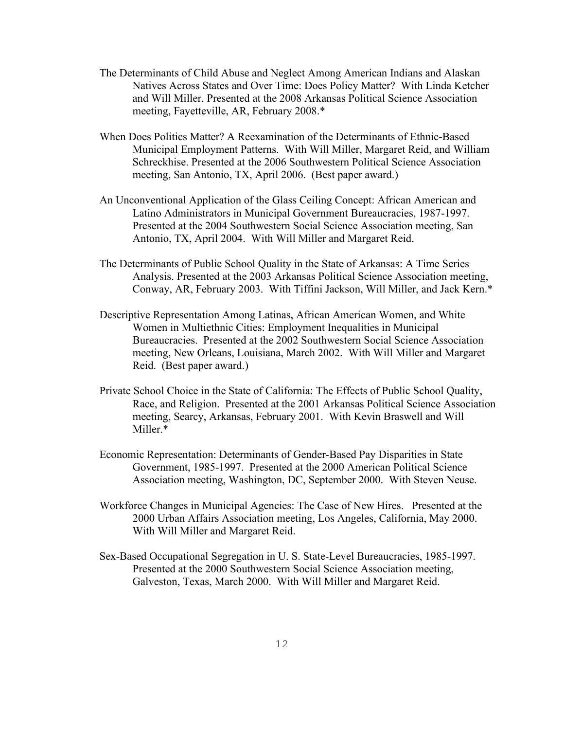The Determinants of Child Abuse and Neglect Among American Indians and Alaskan Natives Across States and Over Time: Does Policy Matter? With Linda Ketcher and Will Miller. Presented at the 2008 Arkansas Political Science Association meeting, Fayetteville, AR, February 2008.*

When Does Politics Matter? A Reexamination of the Determinants of Ethnic-Based Municipal Employment Patterns. With Will Miller, Margaret Reid, and William Schreckhise. Presented at the 2006 Southwestern Political Science Association meeting, San Antonio, TX, April 2006. (Best paper award.)

An Unconventional Application of the Glass Ceiling Concept: African American and Latino Administrators in Municipal Government Bureaucracies, 1987-1997. Presented at the 2004 Southwestern Social Science Association meeting, San Antonio, TX, April 2004. With Will Miller and Margaret Reid.

The Determinants of Public School Quality in the State of Arkansas: A Time Series Analysis. Presented at the 2003 Arkansas Political Science Association meeting, Conway, AR, February 2003. With Tiffini Jackson, Will Miller, and Jack Kern.*

Descriptive Representation Among Latinas, African American Women, and White Women in Multiethnic Cities: Employment Inequalities in Municipal Bureaucracies. Presented at the 2002 Southwestern Social Science Association meeting, New Orleans, Louisiana, March 2002. With Will Miller and Margaret Reid. (Best paper award.)

Private School Choice in the State of California: The Effects of Public School Quality, Race, and Religion. Presented at the 2001 Arkansas Political Science Association meeting, Searcy, Arkansas, February 2001. With Kevin Braswell and Will Miller.*

Economic Representation: Determinants of Gender-Based Pay Disparities in State Government, 1985-1997. Presented at the 2000 American Political Science Association meeting, Washington, DC, September 2000. With Steven Neuse.

Workforce Changes in Municipal Agencies: The Case of New Hires. Presented at the 2000 Urban Affairs Association meeting, Los Angeles, California, May 2000. With Will Miller and Margaret Reid.

Sex-Based Occupational Segregation in U. S. State-Level Bureaucracies, 1985-1997. Presented at the 2000 Southwestern Social Science Association meeting, Galveston, Texas, March 2000. With Will Miller and Margaret Reid.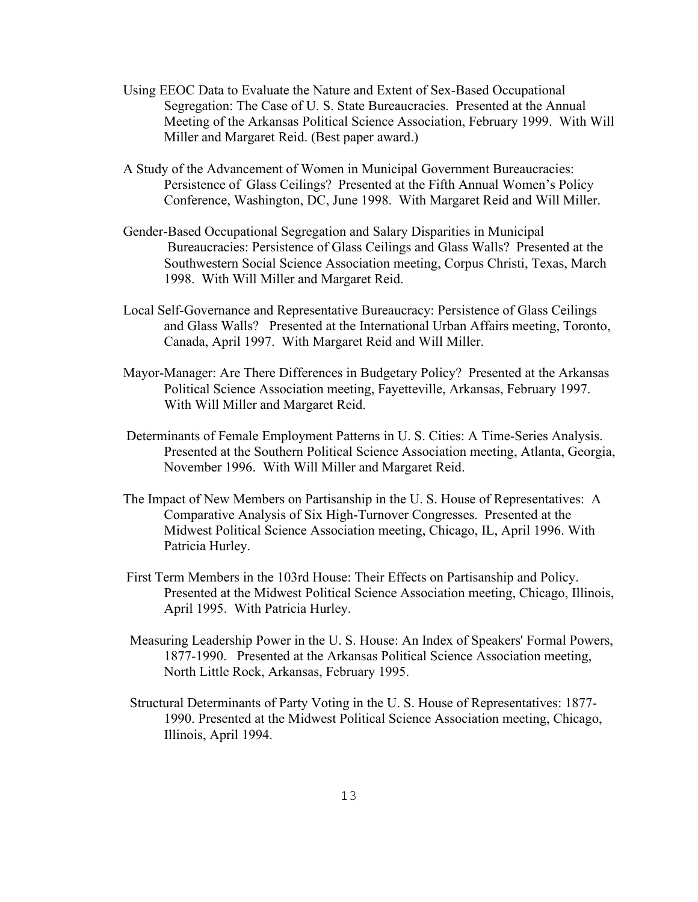Using EEOC Data to Evaluate the Nature and Extent of Sex-Based Occupational Segregation: The Case of U. S. State Bureaucracies. Presented at the Annual Meeting of the Arkansas Political Science Association, February 1999. With Will Miller and Margaret Reid. (Best paper award.)

A Study of the Advancement of Women in Municipal Government Bureaucracies: Persistence of Glass Ceilings? Presented at the Fifth Annual Women's Policy Conference, Washington, DC, June 1998. With Margaret Reid and Will Miller.

Gender-Based Occupational Segregation and Salary Disparities in Municipal Bureaucracies: Persistence of Glass Ceilings and Glass Walls? Presented at the Southwestern Social Science Association meeting, Corpus Christi, Texas, March 1998. With Will Miller and Margaret Reid.

Local Self-Governance and Representative Bureaucracy: Persistence of Glass Ceilings and Glass Walls? Presented at the International Urban Affairs meeting, Toronto, Canada, April 1997. With Margaret Reid and Will Miller.

Mayor-Manager: Are There Differences in Budgetary Policy? Presented at the Arkansas Political Science Association meeting, Fayetteville, Arkansas, February 1997. With Will Miller and Margaret Reid.

Determinants of Female Employment Patterns in U. S. Cities: A Time-Series Analysis. Presented at the Southern Political Science Association meeting, Atlanta, Georgia, November 1996. With Will Miller and Margaret Reid.

The Impact of New Members on Partisanship in the U. S. House of Representatives: A Comparative Analysis of Six High-Turnover Congresses. Presented at the Midwest Political Science Association meeting, Chicago, IL, April 1996. With Patricia Hurley.

First Term Members in the 103rd House: Their Effects on Partisanship and Policy. Presented at the Midwest Political Science Association meeting, Chicago, Illinois, April 1995. With Patricia Hurley.

Measuring Leadership Power in the U. S. House: An Index of Speakers' Formal Powers, 1877-1990. Presented at the Arkansas Political Science Association meeting, North Little Rock, Arkansas, February 1995.

Structural Determinants of Party Voting in the U. S. House of Representatives: 1877-1990. Presented at the Midwest Political Science Association meeting, Chicago, Illinois, April 1994.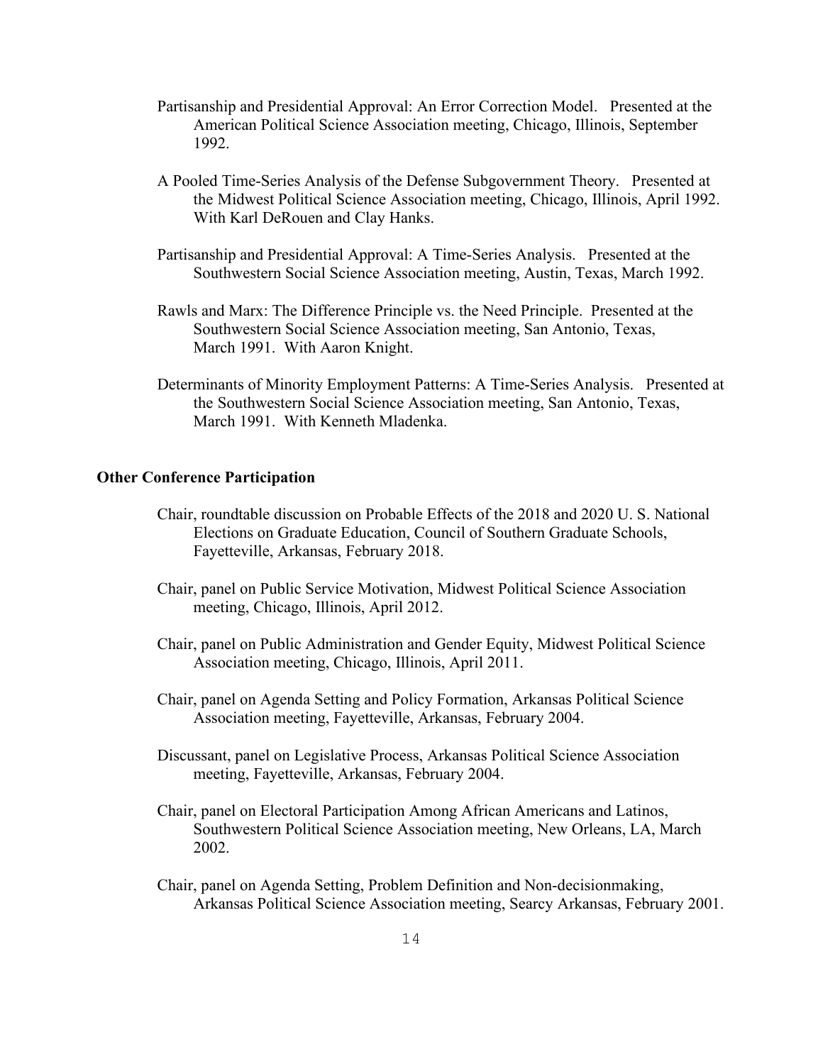Partisanship and Presidential Approval: An Error Correction Model. Presented at the American Political Science Association meeting, Chicago, Illinois, September 1992.

A Pooled Time-Series Analysis of the Defense Subgovernment Theory. Presented at the Midwest Political Science Association meeting, Chicago, Illinois, April 1992. With Karl DeRouen and Clay Hanks.

Partisanship and Presidential Approval: A Time-Series Analysis. Presented at the Southwestern Social Science Association meeting, Austin, Texas, March 1992.

Rawls and Marx: The Difference Principle vs. the Need Principle. Presented at the Southwestern Social Science Association meeting, San Antonio, Texas, March 1991. With Aaron Knight.

Determinants of Minority Employment Patterns: A Time-Series Analysis. Presented at the Southwestern Social Science Association meeting, San Antonio, Texas, March 1991. With Kenneth Mladenka.

**Other Conference Participation**

Chair, roundtable discussion on Probable Effects of the 2018 and 2020 U. S. National Elections on Graduate Education, Council of Southern Graduate Schools, Fayetteville, Arkansas, February 2018.

Chair, panel on Public Service Motivation, Midwest Political Science Association meeting, Chicago, Illinois, April 2012.

Chair, panel on Public Administration and Gender Equity, Midwest Political Science Association meeting, Chicago, Illinois, April 2011.

Chair, panel on Agenda Setting and Policy Formation, Arkansas Political Science Association meeting, Fayetteville, Arkansas, February 2004.

Discussant, panel on Legislative Process, Arkansas Political Science Association meeting, Fayetteville, Arkansas, February 2004.

Chair, panel on Electoral Participation Among African Americans and Latinos, Southwestern Political Science Association meeting, New Orleans, LA, March 2002.

Chair, panel on Agenda Setting, Problem Definition and Non-decisionmaking, Arkansas Political Science Association meeting, Searcy Arkansas, February 2001.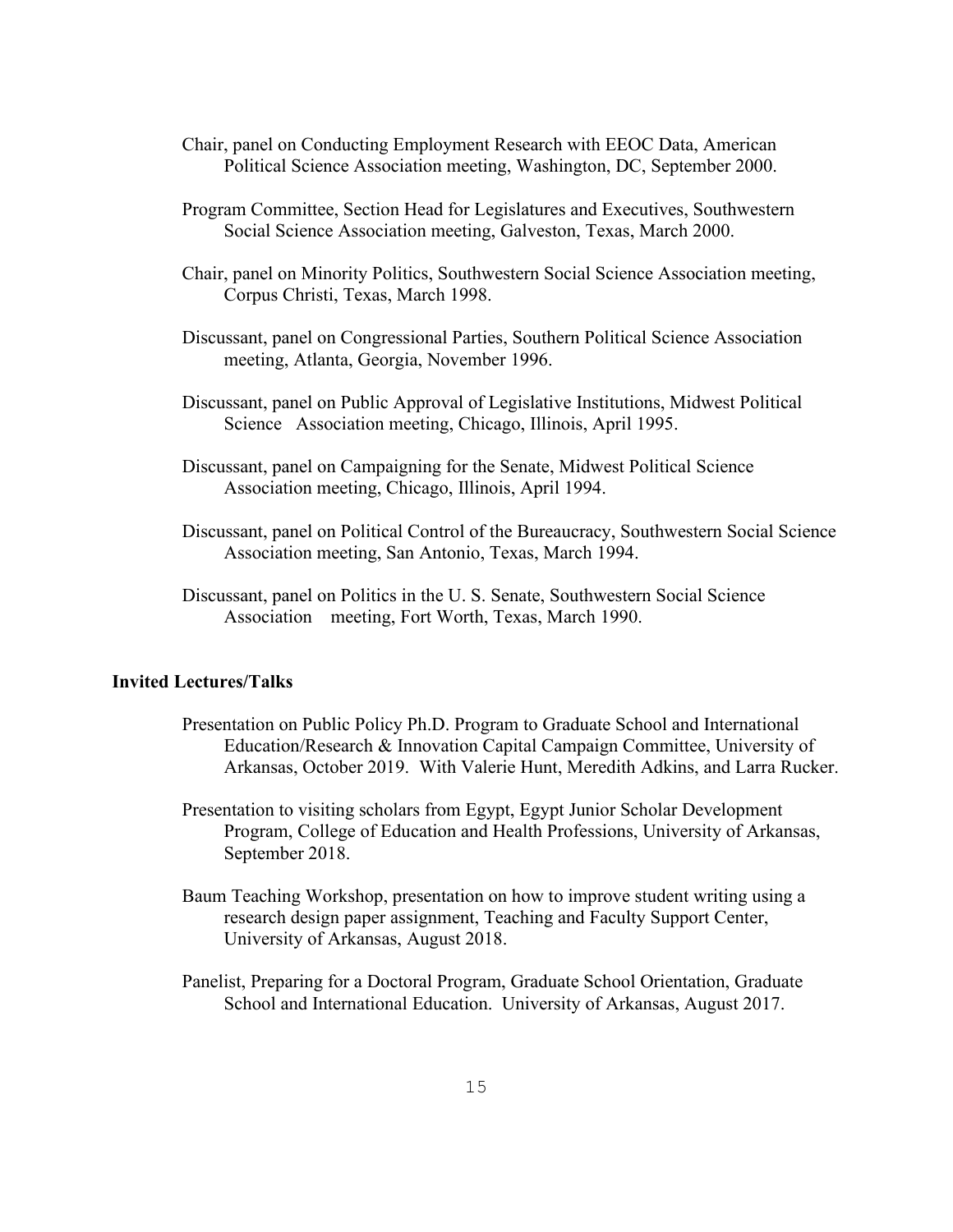Chair, panel on Conducting Employment Research with EEOC Data, American Political Science Association meeting, Washington, DC, September 2000.

Program Committee, Section Head for Legislatures and Executives, Southwestern Social Science Association meeting, Galveston, Texas, March 2000.

Chair, panel on Minority Politics, Southwestern Social Science Association meeting, Corpus Christi, Texas, March 1998.

Discussant, panel on Congressional Parties, Southern Political Science Association meeting, Atlanta, Georgia, November 1996.

Discussant, panel on Public Approval of Legislative Institutions, Midwest Political Science Association meeting, Chicago, Illinois, April 1995.

Discussant, panel on Campaigning for the Senate, Midwest Political Science Association meeting, Chicago, Illinois, April 1994.

Discussant, panel on Political Control of the Bureaucracy, Southwestern Social Science Association meeting, San Antonio, Texas, March 1994.

Discussant, panel on Politics in the U. S. Senate, Southwestern Social Science Association meeting, Fort Worth, Texas, March 1990.

**Invited Lectures/Talks**

Presentation on Public Policy Ph.D. Program to Graduate School and International Education/Research & Innovation Capital Campaign Committee, University of Arkansas, October 2019. With Valerie Hunt, Meredith Adkins, and Larra Rucker.

Presentation to visiting scholars from Egypt, Egypt Junior Scholar Development Program, College of Education and Health Professions, University of Arkansas, September 2018.

Baum Teaching Workshop, presentation on how to improve student writing using a research design paper assignment, Teaching and Faculty Support Center, University of Arkansas, August 2018.

Panelist, Preparing for a Doctoral Program, Graduate School Orientation, Graduate School and International Education. University of Arkansas, August 2017.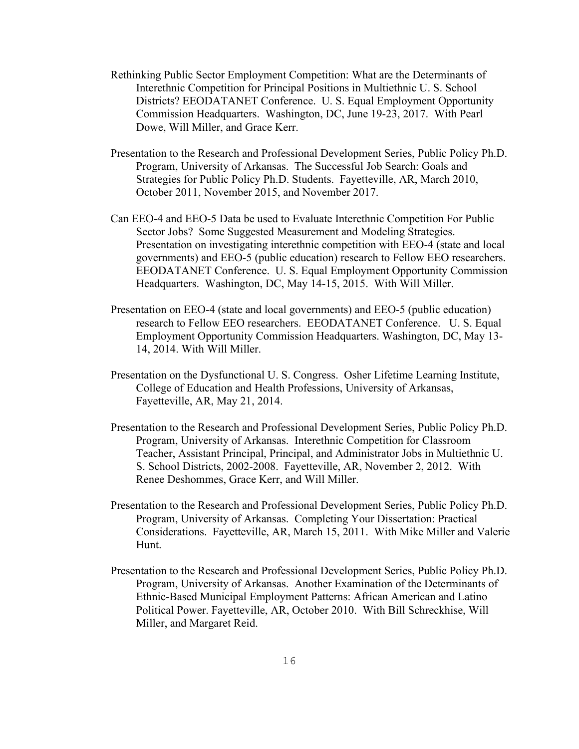Rethinking Public Sector Employment Competition: What are the Determinants of Interethnic Competition for Principal Positions in Multiethnic U. S. School Districts? EEODATANET Conference. U. S. Equal Employment Opportunity Commission Headquarters. Washington, DC, June 19-23, 2017. With Pearl Dowe, Will Miller, and Grace Kerr.

Presentation to the Research and Professional Development Series, Public Policy Ph.D. Program, University of Arkansas. The Successful Job Search: Goals and Strategies for Public Policy Ph.D. Students. Fayetteville, AR, March 2010, October 2011, November 2015, and November 2017.

Can EEO-4 and EEO-5 Data be used to Evaluate Interethnic Competition For Public Sector Jobs? Some Suggested Measurement and Modeling Strategies. Presentation on investigating interethnic competition with EEO-4 (state and local governments) and EEO-5 (public education) research to Fellow EEO researchers. EEODATANET Conference. U. S. Equal Employment Opportunity Commission Headquarters. Washington, DC, May 14-15, 2015. With Will Miller.

Presentation on EEO-4 (state and local governments) and EEO-5 (public education) research to Fellow EEO researchers. EEODATANET Conference. U. S. Equal Employment Opportunity Commission Headquarters. Washington, DC, May 13-14, 2014. With Will Miller.

Presentation on the Dysfunctional U. S. Congress. Osher Lifetime Learning Institute, College of Education and Health Professions, University of Arkansas, Fayetteville, AR, May 21, 2014.

Presentation to the Research and Professional Development Series, Public Policy Ph.D. Program, University of Arkansas. Interethnic Competition for Classroom Teacher, Assistant Principal, Principal, and Administrator Jobs in Multiethnic U. S. School Districts, 2002-2008. Fayetteville, AR, November 2, 2012. With Renee Deshommes, Grace Kerr, and Will Miller.

Presentation to the Research and Professional Development Series, Public Policy Ph.D. Program, University of Arkansas. Completing Your Dissertation: Practical Considerations. Fayetteville, AR, March 15, 2011. With Mike Miller and Valerie Hunt.

Presentation to the Research and Professional Development Series, Public Policy Ph.D. Program, University of Arkansas. Another Examination of the Determinants of Ethnic-Based Municipal Employment Patterns: African American and Latino Political Power. Fayetteville, AR, October 2010. With Bill Schreckhise, Will Miller, and Margaret Reid.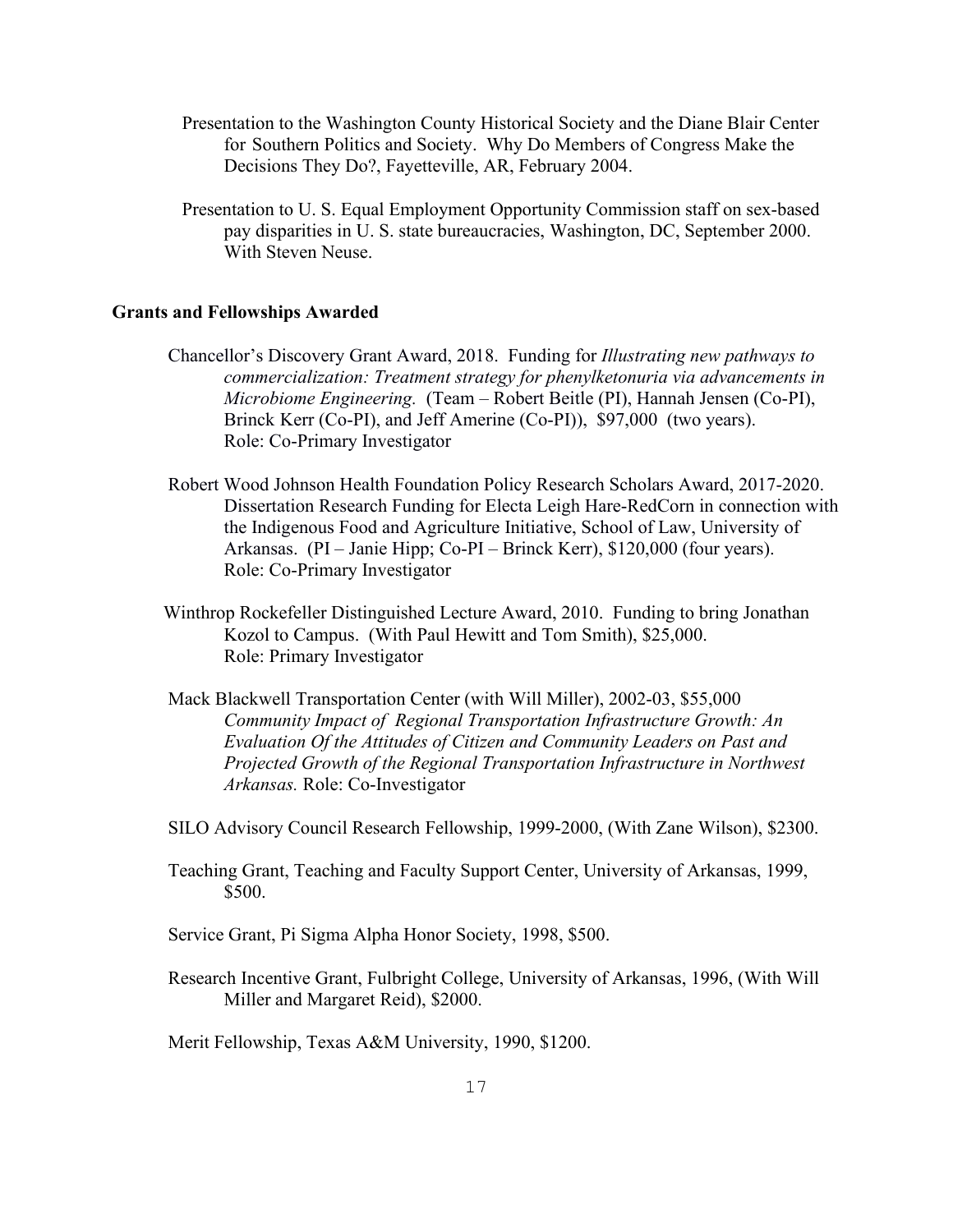Presentation to the Washington County Historical Society and the Diane Blair Center for Southern Politics and Society. Why Do Members of Congress Make the Decisions They Do?, Fayetteville, AR, February 2004.

Presentation to U. S. Equal Employment Opportunity Commission staff on sex-based pay disparities in U. S. state bureaucracies, Washington, DC, September 2000. With Steven Neuse.

### Grants and Fellowships Awarded

Chancellor's Discovery Grant Award, 2018. Funding for *Illustrating new pathways to commercialization: Treatment strategy for phenylketonuria via advancements in Microbiome Engineering.* (Team – Robert Beitle (PI), Hannah Jensen (Co-PI), Brinck Kerr (Co-PI), and Jeff Amerine (Co-PI)), $97,000 (two years). Role: Co-Primary Investigator

Robert Wood Johnson Health Foundation Policy Research Scholars Award, 2017-2020. Dissertation Research Funding for Electa Leigh Hare-RedCorn in connection with the Indigenous Food and Agriculture Initiative, School of Law, University of Arkansas. (PI – Janie Hipp; Co-PI – Brinck Kerr), $120,000 (four years). Role: Co-Primary Investigator

Winthrop Rockefeller Distinguished Lecture Award, 2010. Funding to bring Jonathan Kozol to Campus. (With Paul Hewitt and Tom Smith), $25,000. Role: Primary Investigator

Mack Blackwell Transportation Center (with Will Miller), 2002-03, $55,000 *Community Impact of Regional Transportation Infrastructure Growth: An Evaluation Of the Attitudes of Citizen and Community Leaders on Past and Projected Growth of the Regional Transportation Infrastructure in Northwest Arkansas.* Role: Co-Investigator

SILO Advisory Council Research Fellowship, 1999-2000, (With Zane Wilson), $2300.

Teaching Grant, Teaching and Faculty Support Center, University of Arkansas, 1999, $500.

Service Grant, Pi Sigma Alpha Honor Society, 1998, $500.

Research Incentive Grant, Fulbright College, University of Arkansas, 1996, (With Will Miller and Margaret Reid), $2000.

Merit Fellowship, Texas A&M University, 1990, $1200.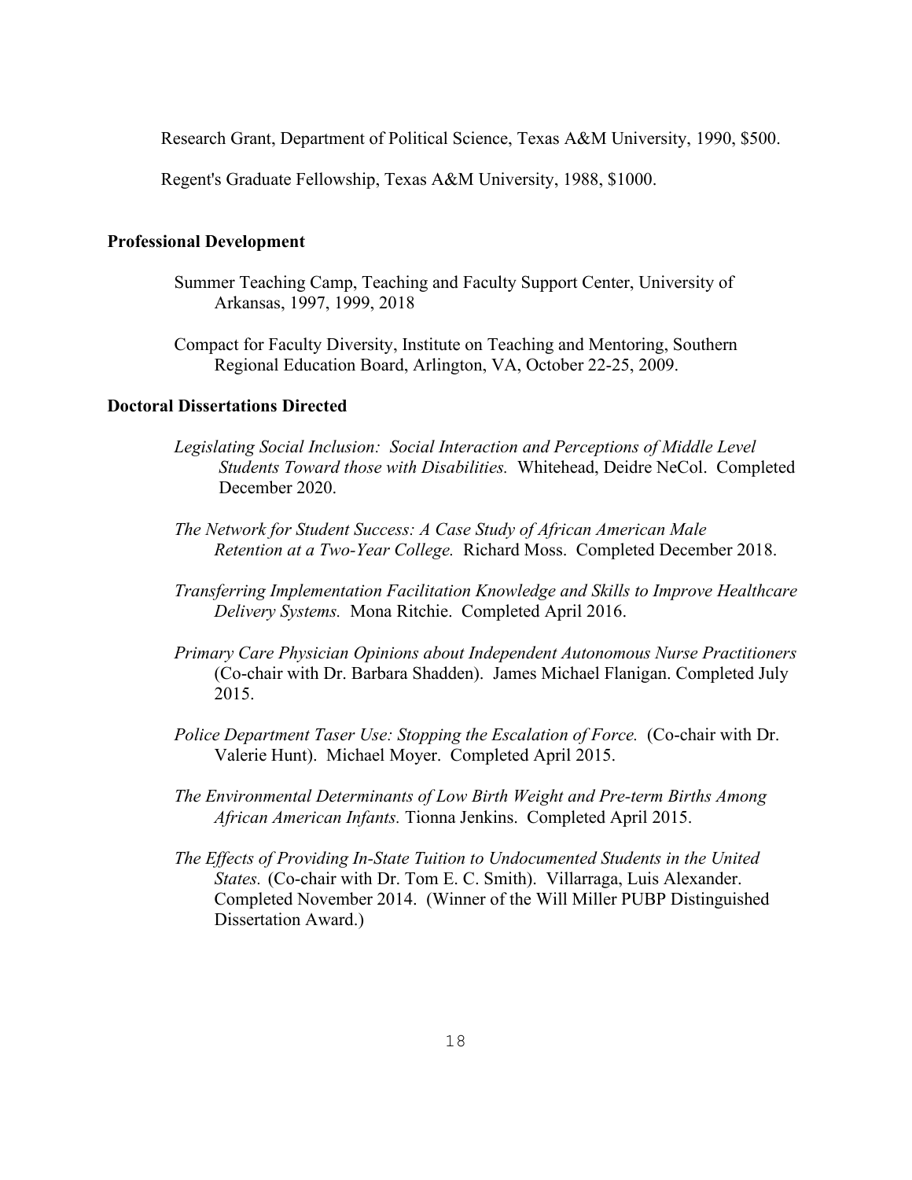Research Grant, Department of Political Science, Texas A&M University, 1990, $500.

Regent's Graduate Fellowship, Texas A&M University, 1988, $1000.

## Professional Development

Summer Teaching Camp, Teaching and Faculty Support Center, University of Arkansas, 1997, 1999, 2018

Compact for Faculty Diversity, Institute on Teaching and Mentoring, Southern Regional Education Board, Arlington, VA, October 22-25, 2009.

## Doctoral Dissertations Directed

*Legislating Social Inclusion: Social Interaction and Perceptions of Middle Level Students Toward those with Disabilities.* Whitehead, Deidre NeCol. Completed December 2020.

*The Network for Student Success: A Case Study of African American Male Retention at a Two-Year College.* Richard Moss. Completed December 2018.

*Transferring Implementation Facilitation Knowledge and Skills to Improve Healthcare Delivery Systems.* Mona Ritchie. Completed April 2016.

*Primary Care Physician Opinions about Independent Autonomous Nurse Practitioners* (Co-chair with Dr. Barbara Shadden). James Michael Flanigan. Completed July 2015.

*Police Department Taser Use: Stopping the Escalation of Force.* (Co-chair with Dr. Valerie Hunt). Michael Moyer. Completed April 2015.

*The Environmental Determinants of Low Birth Weight and Pre-term Births Among African American Infants.* Tionna Jenkins. Completed April 2015.

*The Effects of Providing In-State Tuition to Undocumented Students in the United States.* (Co-chair with Dr. Tom E. C. Smith). Villarraga, Luis Alexander. Completed November 2014. (Winner of the Will Miller PUBP Distinguished Dissertation Award.)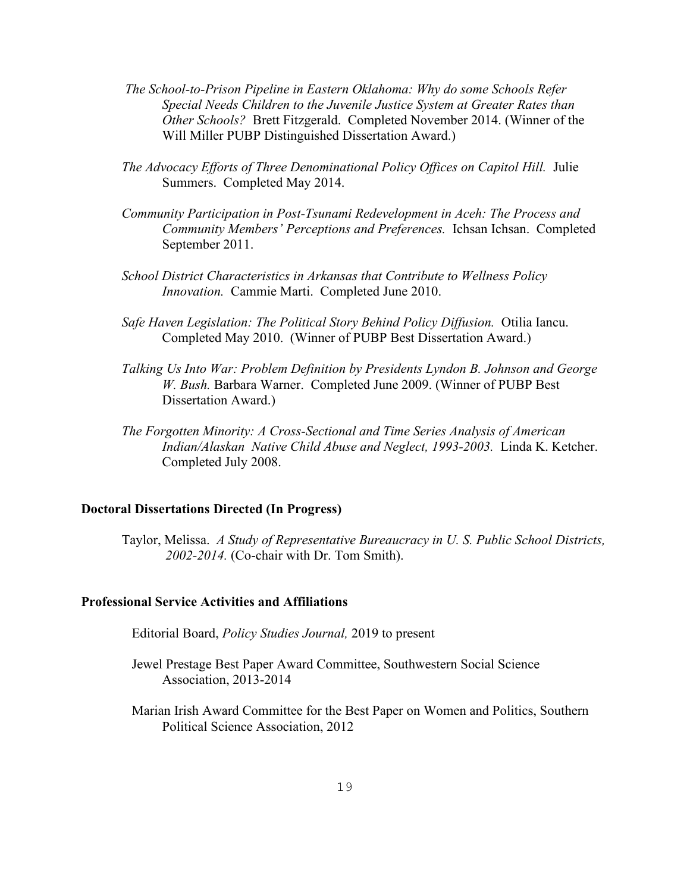*The School-to-Prison Pipeline in Eastern Oklahoma: Why do some Schools Refer Special Needs Children to the Juvenile Justice System at Greater Rates than Other Schools?* Brett Fitzgerald. Completed November 2014. (Winner of the Will Miller PUBP Distinguished Dissertation Award.)

*The Advocacy Efforts of Three Denominational Policy Offices on Capitol Hill.* Julie Summers. Completed May 2014.

*Community Participation in Post-Tsunami Redevelopment in Aceh: The Process and Community Members' Perceptions and Preferences.* Ichsan Ichsan. Completed September 2011.

*School District Characteristics in Arkansas that Contribute to Wellness Policy Innovation.* Cammie Marti. Completed June 2010.

*Safe Haven Legislation: The Political Story Behind Policy Diffusion.* Otilia Iancu. Completed May 2010. (Winner of PUBP Best Dissertation Award.)

*Talking Us Into War: Problem Definition by Presidents Lyndon B. Johnson and George W. Bush.* Barbara Warner. Completed June 2009. (Winner of PUBP Best Dissertation Award.)

*The Forgotten Minority: A Cross-Sectional and Time Series Analysis of American Indian/Alaskan Native Child Abuse and Neglect, 1993-2003.* Linda K. Ketcher. Completed July 2008.

**Doctoral Dissertations Directed (In Progress)**

Taylor, Melissa. *A Study of Representative Bureaucracy in U. S. Public School Districts, 2002-2014.* (Co-chair with Dr. Tom Smith).

**Professional Service Activities and Affiliations**

Editorial Board, *Policy Studies Journal,* 2019 to present

Jewel Prestage Best Paper Award Committee, Southwestern Social Science Association, 2013-2014

Marian Irish Award Committee for the Best Paper on Women and Politics, Southern Political Science Association, 2012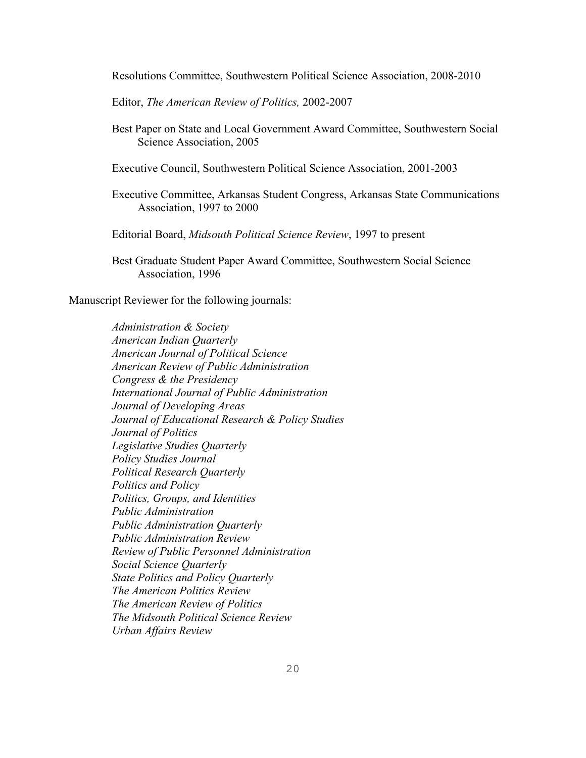Resolutions Committee, Southwestern Political Science Association, 2008-2010

Editor, *The American Review of Politics,* 2002-2007

Best Paper on State and Local Government Award Committee, Southwestern Social Science Association, 2005

Executive Council, Southwestern Political Science Association, 2001-2003

Executive Committee, Arkansas Student Congress, Arkansas State Communications Association, 1997 to 2000

Editorial Board, *Midsouth Political Science Review*, 1997 to present

Best Graduate Student Paper Award Committee, Southwestern Social Science Association, 1996

Manuscript Reviewer for the following journals:

*Administration & Society*
*American Indian Quarterly*
*American Journal of Political Science*
*American Review of Public Administration*
*Congress & the Presidency*
*International Journal of Public Administration*
*Journal of Developing Areas*
*Journal of Educational Research & Policy Studies*
*Journal of Politics*
*Legislative Studies Quarterly*
*Policy Studies Journal*
*Political Research Quarterly*
*Politics and Policy*
*Politics, Groups, and Identities*
*Public Administration*
*Public Administration Quarterly*
*Public Administration Review*
*Review of Public Personnel Administration*
*Social Science Quarterly*
*State Politics and Policy Quarterly*
*The American Politics Review*
*The American Review of Politics*
*The Midsouth Political Science Review*
*Urban Affairs Review*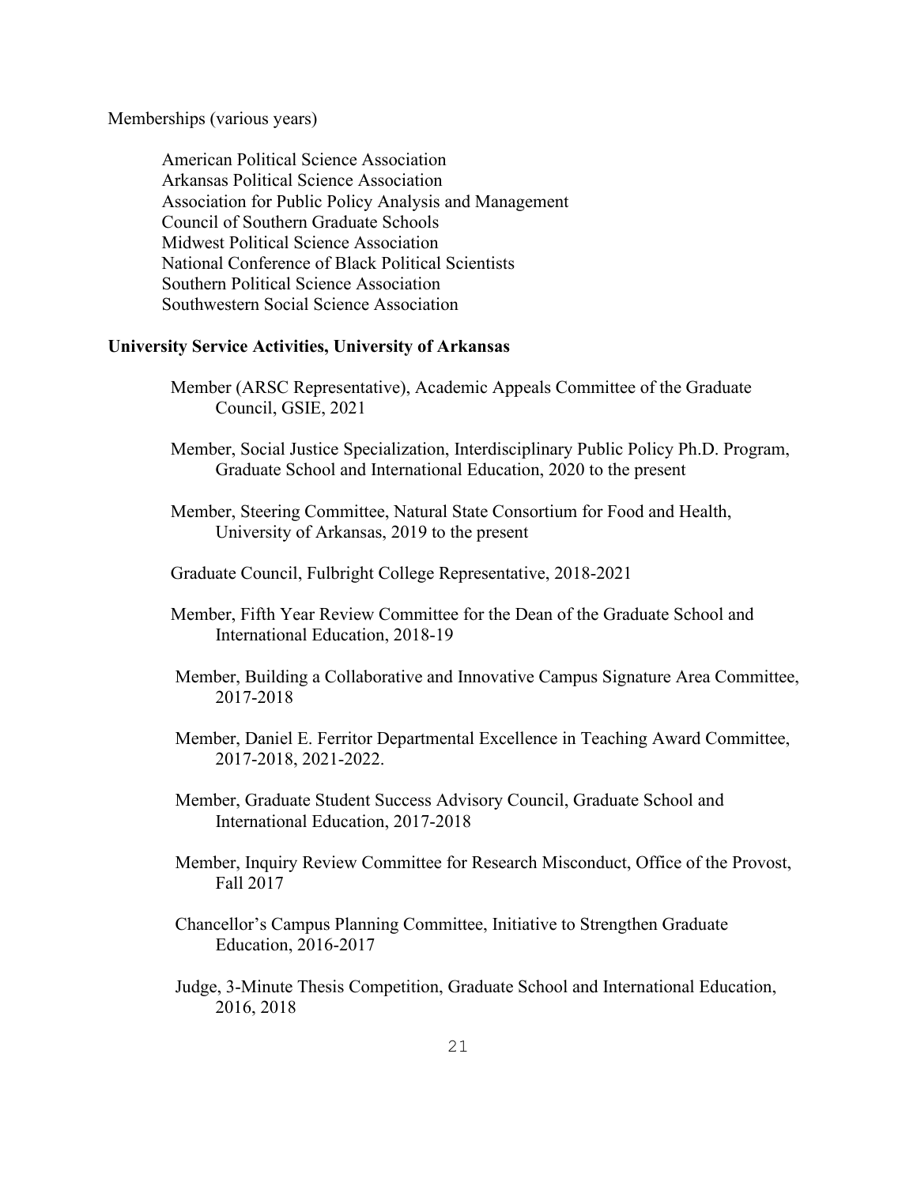Memberships (various years)

- American Political Science Association
- Arkansas Political Science Association
- Association for Public Policy Analysis and Management
- Council of Southern Graduate Schools
- Midwest Political Science Association
- National Conference of Black Political Scientists
- Southern Political Science Association
- Southwestern Social Science Association

**University Service Activities, University of Arkansas**

Member (ARSC Representative), Academic Appeals Committee of the Graduate Council, GSIE, 2021

Member, Social Justice Specialization, Interdisciplinary Public Policy Ph.D. Program, Graduate School and International Education, 2020 to the present

Member, Steering Committee, Natural State Consortium for Food and Health, University of Arkansas, 2019 to the present

Graduate Council, Fulbright College Representative, 2018-2021

Member, Fifth Year Review Committee for the Dean of the Graduate School and International Education, 2018-19

Member, Building a Collaborative and Innovative Campus Signature Area Committee, 2017-2018

Member, Daniel E. Ferritor Departmental Excellence in Teaching Award Committee, 2017-2018, 2021-2022.

Member, Graduate Student Success Advisory Council, Graduate School and International Education, 2017-2018

Member, Inquiry Review Committee for Research Misconduct, Office of the Provost, Fall 2017

Chancellor's Campus Planning Committee, Initiative to Strengthen Graduate Education, 2016-2017

Judge, 3-Minute Thesis Competition, Graduate School and International Education, 2016, 2018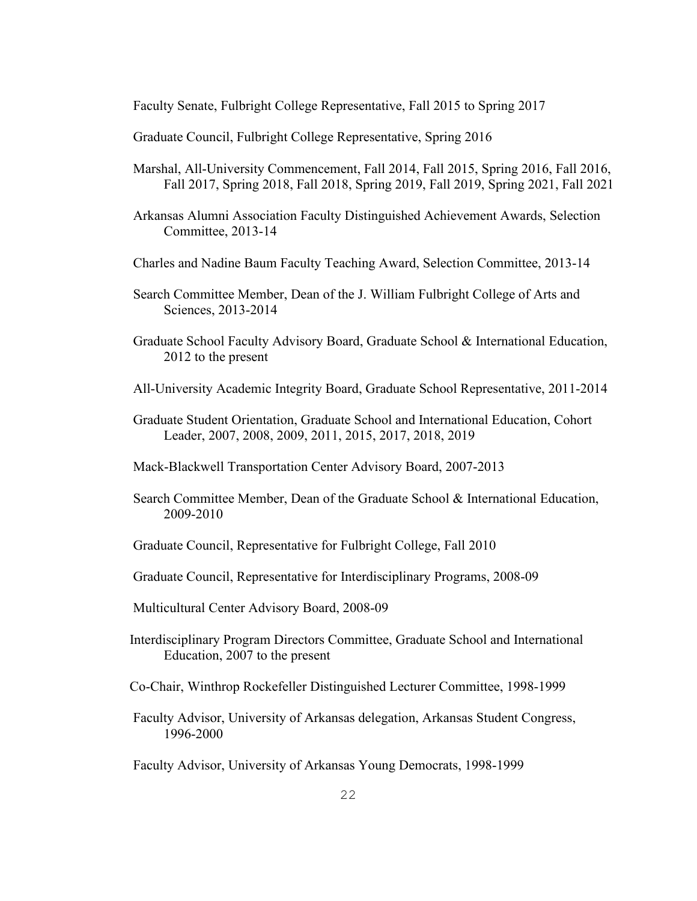Faculty Senate, Fulbright College Representative, Fall 2015 to Spring 2017

Graduate Council, Fulbright College Representative, Spring 2016

Marshal, All-University Commencement, Fall 2014, Fall 2015, Spring 2016, Fall 2016, Fall 2017, Spring 2018, Fall 2018, Spring 2019, Fall 2019, Spring 2021, Fall 2021

Arkansas Alumni Association Faculty Distinguished Achievement Awards, Selection Committee, 2013-14

Charles and Nadine Baum Faculty Teaching Award, Selection Committee, 2013-14

Search Committee Member, Dean of the J. William Fulbright College of Arts and Sciences, 2013-2014

Graduate School Faculty Advisory Board, Graduate School & International Education, 2012 to the present

All-University Academic Integrity Board, Graduate School Representative, 2011-2014

Graduate Student Orientation, Graduate School and International Education, Cohort Leader, 2007, 2008, 2009, 2011, 2015, 2017, 2018, 2019

Mack-Blackwell Transportation Center Advisory Board, 2007-2013

Search Committee Member, Dean of the Graduate School & International Education, 2009-2010

Graduate Council, Representative for Fulbright College, Fall 2010

Graduate Council, Representative for Interdisciplinary Programs, 2008-09

Multicultural Center Advisory Board, 2008-09

Interdisciplinary Program Directors Committee, Graduate School and International Education, 2007 to the present

Co-Chair, Winthrop Rockefeller Distinguished Lecturer Committee, 1998-1999

Faculty Advisor, University of Arkansas delegation, Arkansas Student Congress, 1996-2000

Faculty Advisor, University of Arkansas Young Democrats, 1998-1999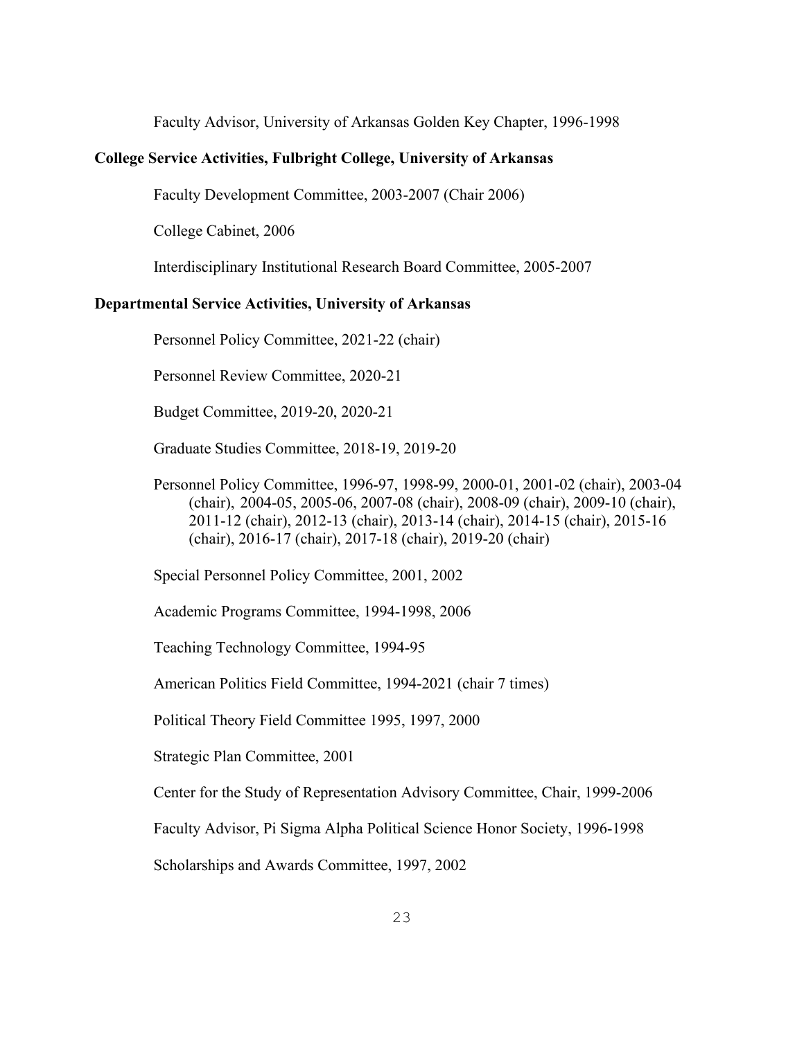Faculty Advisor, University of Arkansas Golden Key Chapter, 1996-1998

**College Service Activities, Fulbright College, University of Arkansas**

Faculty Development Committee, 2003-2007 (Chair 2006)

College Cabinet, 2006

Interdisciplinary Institutional Research Board Committee, 2005-2007

**Departmental Service Activities, University of Arkansas**

Personnel Policy Committee, 2021-22 (chair)

Personnel Review Committee, 2020-21

Budget Committee, 2019-20, 2020-21

Graduate Studies Committee, 2018-19, 2019-20

Personnel Policy Committee, 1996-97, 1998-99, 2000-01, 2001-02 (chair), 2003-04 (chair), 2004-05, 2005-06, 2007-08 (chair), 2008-09 (chair), 2009-10 (chair), 2011-12 (chair), 2012-13 (chair), 2013-14 (chair), 2014-15 (chair), 2015-16 (chair), 2016-17 (chair), 2017-18 (chair), 2019-20 (chair)

Special Personnel Policy Committee, 2001, 2002

Academic Programs Committee, 1994-1998, 2006

Teaching Technology Committee, 1994-95

American Politics Field Committee, 1994-2021 (chair 7 times)

Political Theory Field Committee 1995, 1997, 2000

Strategic Plan Committee, 2001

Center for the Study of Representation Advisory Committee, Chair, 1999-2006

Faculty Advisor, Pi Sigma Alpha Political Science Honor Society, 1996-1998

Scholarships and Awards Committee, 1997, 2002